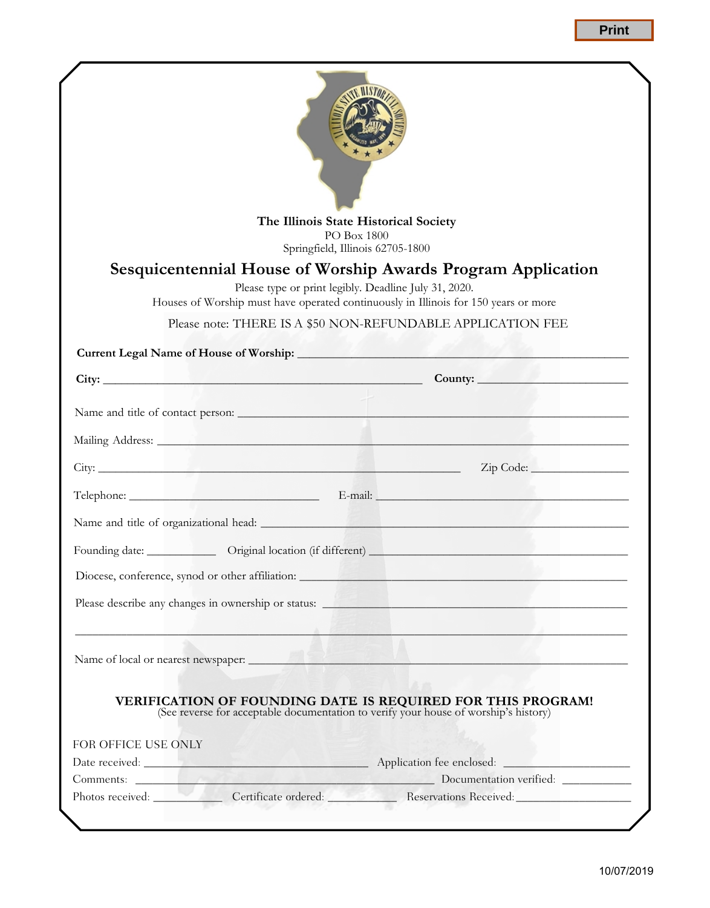**The Illinois State Historical Society**
PO Box 1800
Springfield, Illinois 62705-1800

# Sesquicentennial House of Worship Awards Program Application

Please type or print legibly. Deadline July 31, 2020.
Houses of Worship must have operated continuously in Illinois for 150 years or more

Please note: THERE IS A $50 NON-REFUNDABLE APPLICATION FEE

**Current Legal Name of House of Worship:** ______________________________

**City:** ______________________________ **County:** ______________________________

Name and title of contact person: ______________________________

Mailing Address: ______________________________

City: ______________________________ Zip Code: ______________________________

Telephone: ______________________________ E-mail: ______________________________

Name and title of organizational head: ______________________________

Founding date: ____________ Original location (if different) ______________________________

Diocese, conference, synod or other affiliation: ______________________________

Please describe any changes in ownership or status: ______________________________

______________________________

Name of local or nearest newspaper: ______________________________

**VERIFICATION OF FOUNDING DATE IS REQUIRED FOR THIS PROGRAM!**
(See reverse for acceptable documentation to verify your house of worship's history)

FOR OFFICE USE ONLY

Date received: ______________________________ Application fee enclosed: ______________________________

Comments: ______________________________ Documentation verified: ____________

Photos received: ____________ Certificate ordered: ____________ Reservations Received: ______________________________

10/07/2019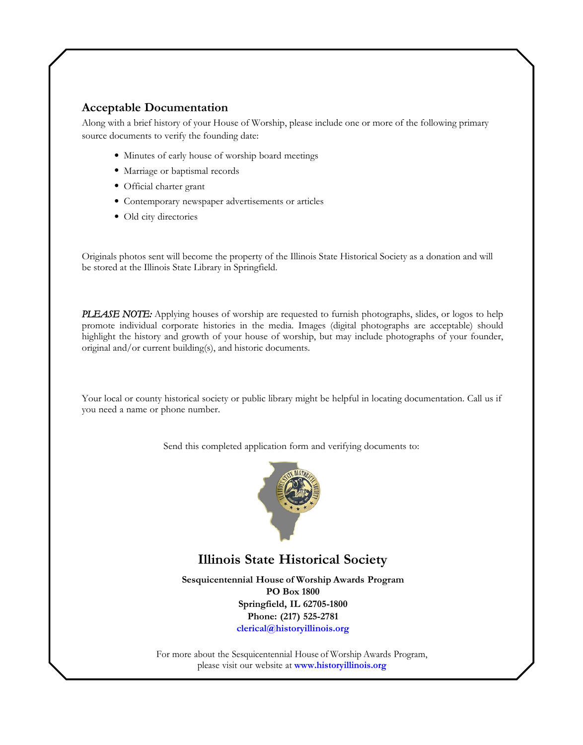## Acceptable Documentation

Along with a brief history of your House of Worship, please include one or more of the following primary source documents to verify the founding date:

- Minutes of early house of worship board meetings
- Marriage or baptismal records
- Official charter grant
- Contemporary newspaper advertisements or articles
- Old city directories

Originals photos sent will become the property of the Illinois State Historical Society as a donation and will be stored at the Illinois State Library in Springfield.

*PLEASE NOTE:* Applying houses of worship are requested to furnish photographs, slides, or logos to help promote individual corporate histories in the media. Images (digital photographs are acceptable) should highlight the history and growth of your house of worship, but may include photographs of your founder, original and/or current building(s), and historic documents.

Your local or county historical society or public library might be helpful in locating documentation. Call us if you need a name or phone number.

Send this completed application form and verifying documents to:

## Illinois State Historical Society

**Sesquicentennial House of Worship Awards Program**
**PO Box 1800**
**Springfield, IL 62705-1800**
**Phone: (217) 525-2781**
**clerical@historyillinois.org**

For more about the Sesquicentennial House of Worship Awards Program, please visit our website at **www.historyillinois.org**